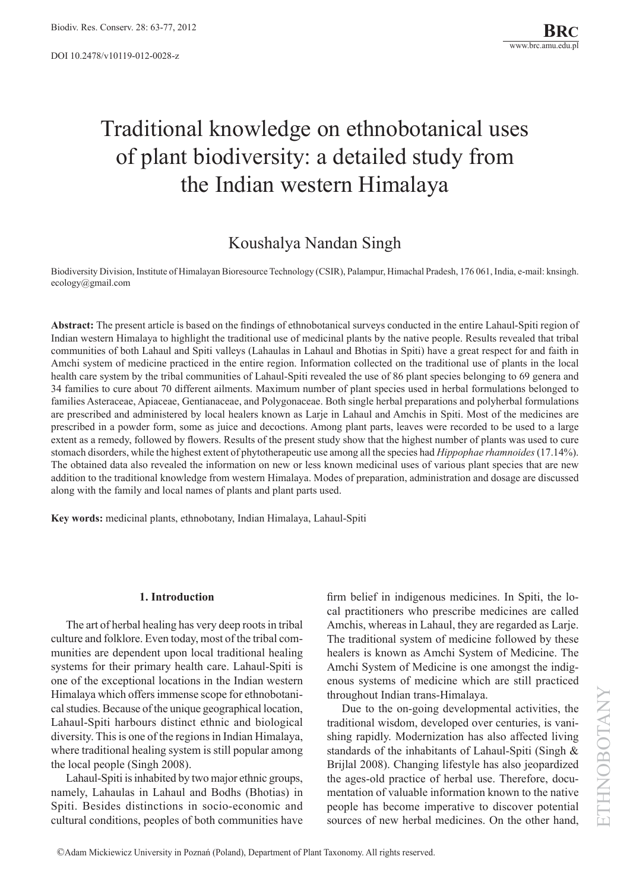DOI 10.2478/v10119-012-0028-z

# Traditional knowledge on ethnobotanical uses of plant biodiversity: a detailed study from the Indian western Himalaya

Koushalya Nandan Singh

Biodiversity Division, Institute of Himalayan Bioresource Technology (CSIR), Palampur, Himachal Pradesh, 176 061, India, e-mail: knsingh.ecology@gmail.com

**Abstract:** The present article is based on the findings of ethnobotanical surveys conducted in the entire Lahaul-Spiti region of Indian western Himalaya to highlight the traditional use of medicinal plants by the native people. Results revealed that tribal communities of both Lahaul and Spiti valleys (Lahaulas in Lahaul and Bhotias in Spiti) have a great respect for and faith in Amchi system of medicine practiced in the entire region. Information collected on the traditional use of plants in the local health care system by the tribal communities of Lahaul-Spiti revealed the use of 86 plant species belonging to 69 genera and 34 families to cure about 70 different ailments. Maximum number of plant species used in herbal formulations belonged to families Asteraceae, Apiaceae, Gentianaceae, and Polygonaceae. Both single herbal preparations and polyherbal formulations are prescribed and administered by local healers known as Larje in Lahaul and Amchis in Spiti. Most of the medicines are prescribed in a powder form, some as juice and decoctions. Among plant parts, leaves were recorded to be used to a large extent as a remedy, followed by flowers. Results of the present study show that the highest number of plants was used to cure stomach disorders, while the highest extent of phytotherapeutic use among all the species had *Hippophae rhamnoides* (17.14%). The obtained data also revealed the information on new or less known medicinal uses of various plant species that are new addition to the traditional knowledge from western Himalaya. Modes of preparation, administration and dosage are discussed along with the family and local names of plants and plant parts used.

**Key words:** medicinal plants, ethnobotany, Indian Himalaya, Lahaul-Spiti

## 1. Introduction

The art of herbal healing has very deep roots in tribal culture and folklore. Even today, most of the tribal communities are dependent upon local traditional healing systems for their primary health care. Lahaul-Spiti is one of the exceptional locations in the Indian western Himalaya which offers immense scope for ethnobotanical studies. Because of the unique geographical location, Lahaul-Spiti harbours distinct ethnic and biological diversity. This is one of the regions in Indian Himalaya, where traditional healing system is still popular among the local people (Singh 2008).

Lahaul-Spiti is inhabited by two major ethnic groups, namely, Lahaulas in Lahaul and Bodhs (Bhotias) in Spiti. Besides distinctions in socio-economic and cultural conditions, peoples of both communities have firm belief in indigenous medicines. In Spiti, the local practitioners who prescribe medicines are called Amchis, whereas in Lahaul, they are regarded as Larje. The traditional system of medicine followed by these healers is known as Amchi System of Medicine. The Amchi System of Medicine is one amongst the indigenous systems of medicine which are still practiced throughout Indian trans-Himalaya.

Due to the on-going developmental activities, the traditional wisdom, developed over centuries, is vanishing rapidly. Modernization has also affected living standards of the inhabitants of Lahaul-Spiti (Singh & Brijlal 2008). Changing lifestyle has also jeopardized the ages-old practice of herbal use. Therefore, documentation of valuable information known to the native people has become imperative to discover potential sources of new herbal medicines. On the other hand,

©Adam Mickiewicz University in Poznań (Poland), Department of Plant Taxonomy. All rights reserved.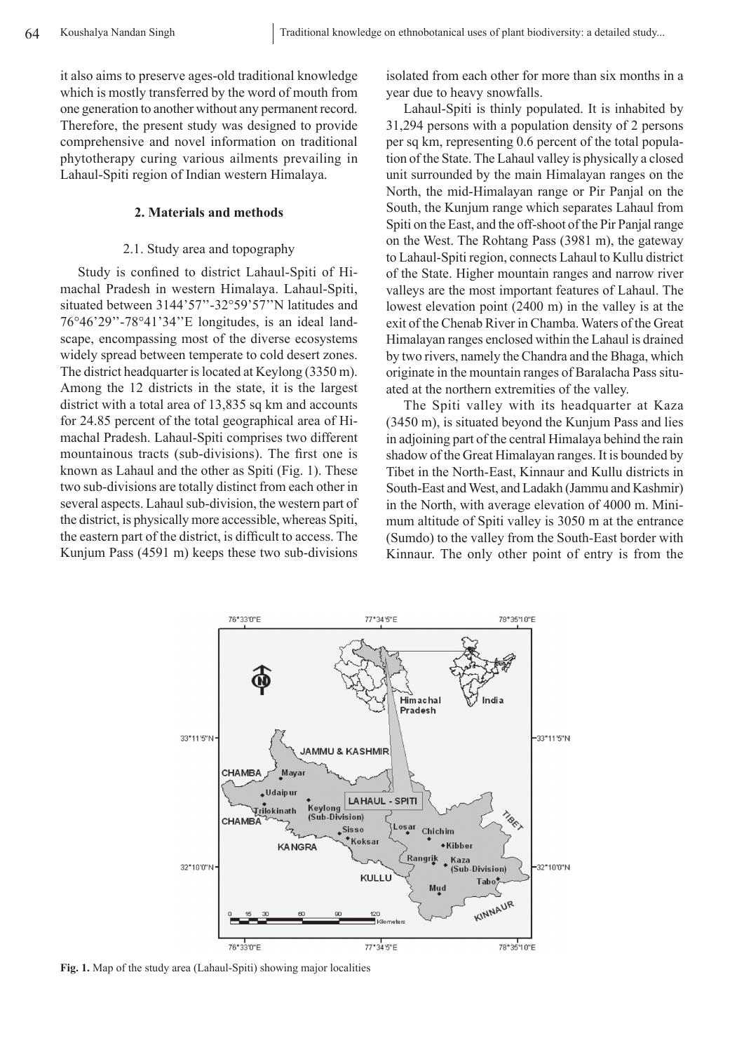it also aims to preserve ages-old traditional knowledge which is mostly transferred by the word of mouth from one generation to another without any permanent record. Therefore, the present study was designed to provide comprehensive and novel information on traditional phytotherapy curing various ailments prevailing in Lahaul-Spiti region of Indian western Himalaya.

## 2. Materials and methods

### 2.1. Study area and topography

Study is confined to district Lahaul-Spiti of Himachal Pradesh in western Himalaya. Lahaul-Spiti, situated between 3144'57''-32°59'57''N latitudes and 76°46'29''-78°41'34''E longitudes, is an ideal landscape, encompassing most of the diverse ecosystems widely spread between temperate to cold desert zones. The district headquarter is located at Keylong (3350 m). Among the 12 districts in the state, it is the largest district with a total area of 13,835 sq km and accounts for 24.85 percent of the total geographical area of Himachal Pradesh. Lahaul-Spiti comprises two different mountainous tracts (sub-divisions). The first one is known as Lahaul and the other as Spiti (Fig. 1). These two sub-divisions are totally distinct from each other in several aspects. Lahaul sub-division, the western part of the district, is physically more accessible, whereas Spiti, the eastern part of the district, is difficult to access. The Kunjum Pass (4591 m) keeps these two sub-divisions isolated from each other for more than six months in a year due to heavy snowfalls.

Lahaul-Spiti is thinly populated. It is inhabited by 31,294 persons with a population density of 2 persons per sq km, representing 0.6 percent of the total population of the State. The Lahaul valley is physically a closed unit surrounded by the main Himalayan ranges on the North, the mid-Himalayan range or Pir Panjal on the South, the Kunjum range which separates Lahaul from Spiti on the East, and the off-shoot of the Pir Panjal range on the West. The Rohtang Pass (3981 m), the gateway to Lahaul-Spiti region, connects Lahaul to Kullu district of the State. Higher mountain ranges and narrow river valleys are the most important features of Lahaul. The lowest elevation point (2400 m) in the valley is at the exit of the Chenab River in Chamba. Waters of the Great Himalayan ranges enclosed within the Lahaul is drained by two rivers, namely the Chandra and the Bhaga, which originate in the mountain ranges of Baralacha Pass situated at the northern extremities of the valley.

The Spiti valley with its headquarter at Kaza (3450 m), is situated beyond the Kunjum Pass and lies in adjoining part of the central Himalaya behind the rain shadow of the Great Himalayan ranges. It is bounded by Tibet in the North-East, Kinnaur and Kullu districts in South-East and West, and Ladakh (Jammu and Kashmir) in the North, with average elevation of 4000 m. Minimum altitude of Spiti valley is 3050 m at the entrance (Sumdo) to the valley from the South-East border with Kinnaur. The only other point of entry is from the

**Fig. 1.** Map of the study area (Lahaul-Spiti) showing major localities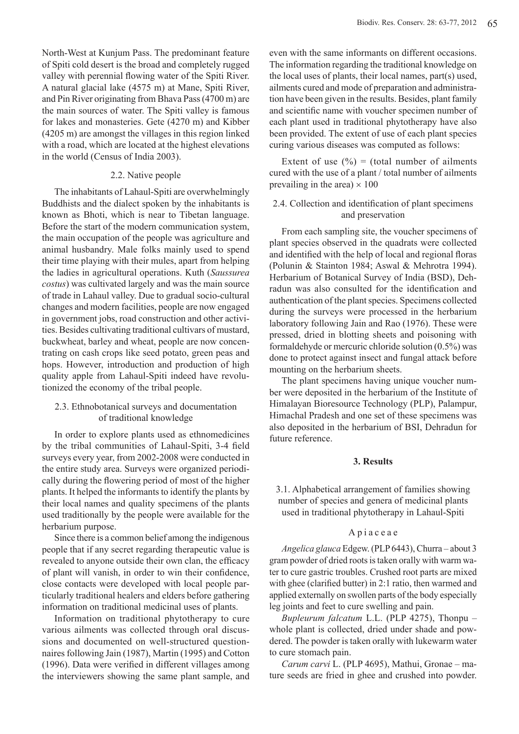North-West at Kunjum Pass. The predominant feature of Spiti cold desert is the broad and completely rugged valley with perennial flowing water of the Spiti River. A natural glacial lake (4575 m) at Mane, Spiti River, and Pin River originating from Bhava Pass (4700 m) are the main sources of water. The Spiti valley is famous for lakes and monasteries. Gete (4270 m) and Kibber (4205 m) are amongst the villages in this region linked with a road, which are located at the highest elevations in the world (Census of India 2003).

### 2.2. Native people

The inhabitants of Lahaul-Spiti are overwhelmingly Buddhists and the dialect spoken by the inhabitants is known as Bhoti, which is near to Tibetan language. Before the start of the modern communication system, the main occupation of the people was agriculture and animal husbandry. Male folks mainly used to spend their time playing with their mules, apart from helping the ladies in agricultural operations. Kuth (*Saussurea costus*) was cultivated largely and was the main source of trade in Lahaul valley. Due to gradual socio-cultural changes and modern facilities, people are now engaged in government jobs, road construction and other activities. Besides cultivating traditional cultivars of mustard, buckwheat, barley and wheat, people are now concentrating on cash crops like seed potato, green peas and hops. However, introduction and production of high quality apple from Lahaul-Spiti indeed have revolutionized the economy of the tribal people.

### 2.3. Ethnobotanical surveys and documentation of traditional knowledge

In order to explore plants used as ethnomedicines by the tribal communities of Lahaul-Spiti, 3-4 field surveys every year, from 2002-2008 were conducted in the entire study area. Surveys were organized periodically during the flowering period of most of the higher plants. It helped the informants to identify the plants by their local names and quality specimens of the plants used traditionally by the people were available for the herbarium purpose.

Since there is a common belief among the indigenous people that if any secret regarding therapeutic value is revealed to anyone outside their own clan, the efficacy of plant will vanish, in order to win their confidence, close contacts were developed with local people particularly traditional healers and elders before gathering information on traditional medicinal uses of plants.

Information on traditional phytotherapy to cure various ailments was collected through oral discussions and documented on well-structured questionnaires following Jain (1987), Martin (1995) and Cotton (1996). Data were verified in different villages among the interviewers showing the same plant sample, and even with the same informants on different occasions. The information regarding the traditional knowledge on the local uses of plants, their local names, part(s) used, ailments cured and mode of preparation and administration have been given in the results. Besides, plant family and scientific name with voucher specimen number of each plant used in traditional phytotherapy have also been provided. The extent of use of each plant species curing various diseases was computed as follows:

Extent of use (%) = (total number of ailments cured with the use of a plant / total number of ailments prevailing in the area) $\times$ 100

### 2.4. Collection and identification of plant specimens and preservation

From each sampling site, the voucher specimens of plant species observed in the quadrats were collected and identified with the help of local and regional floras (Polunin & Stainton 1984; Aswal & Mehrotra 1994). Herbarium of Botanical Survey of India (BSD), Dehradun was also consulted for the identification and authentication of the plant species. Specimens collected during the surveys were processed in the herbarium laboratory following Jain and Rao (1976). These were pressed, dried in blotting sheets and poisoning with formaldehyde or mercuric chloride solution (0.5%) was done to protect against insect and fungal attack before mounting on the herbarium sheets.

The plant specimens having unique voucher number were deposited in the herbarium of the Institute of Himalayan Bioresource Technology (PLP), Palampur, Himachal Pradesh and one set of these specimens was also deposited in the herbarium of BSI, Dehradun for future reference.

## 3. Results

### 3.1. Alphabetical arrangement of families showing number of species and genera of medicinal plants used in traditional phytotherapy in Lahaul-Spiti

#### Apiaceae

*Angelica glauca* Edgew. (PLP 6443), Churra – about 3 gram powder of dried roots is taken orally with warm water to cure gastric troubles. Crushed root parts are mixed with ghee (clarified butter) in 2:1 ratio, then warmed and applied externally on swollen parts of the body especially leg joints and feet to cure swelling and pain.

*Bupleurum falcatum* L.L. (PLP 4275), Thonpu – whole plant is collected, dried under shade and powdered. The powder is taken orally with lukewarm water to cure stomach pain.

*Carum carvi* L. (PLP 4695), Mathui, Gronae – mature seeds are fried in ghee and crushed into powder.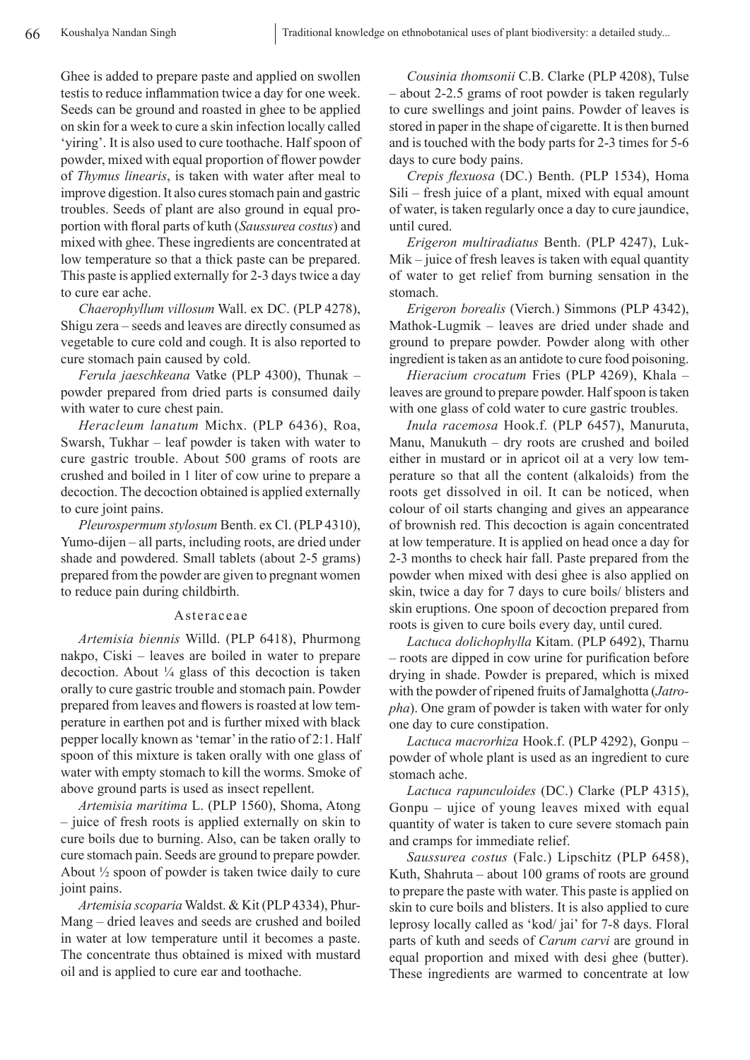Ghee is added to prepare paste and applied on swollen testis to reduce inflammation twice a day for one week. Seeds can be ground and roasted in ghee to be applied on skin for a week to cure a skin infection locally called 'yiring'. It is also used to cure toothache. Half spoon of powder, mixed with equal proportion of flower powder of *Thymus linearis*, is taken with water after meal to improve digestion. It also cures stomach pain and gastric troubles. Seeds of plant are also ground in equal proportion with floral parts of kuth (*Saussurea costus*) and mixed with ghee. These ingredients are concentrated at low temperature so that a thick paste can be prepared. This paste is applied externally for 2-3 days twice a day to cure ear ache.

*Chaerophyllum villosum* Wall. ex DC. (PLP 4278), Shigu zera – seeds and leaves are directly consumed as vegetable to cure cold and cough. It is also reported to cure stomach pain caused by cold.

*Ferula jaeschkeana* Vatke (PLP 4300), Thunak – powder prepared from dried parts is consumed daily with water to cure chest pain.

*Heracleum lanatum* Michx. (PLP 6436), Roa, Swarsh, Tukhar – leaf powder is taken with water to cure gastric trouble. About 500 grams of roots are crushed and boiled in 1 liter of cow urine to prepare a decoction. The decoction obtained is applied externally to cure joint pains.

*Pleurospermum stylosum* Benth. ex Cl. (PLP 4310), Yumo-dijen – all parts, including roots, are dried under shade and powdered. Small tablets (about 2-5 grams) prepared from the powder are given to pregnant women to reduce pain during childbirth.

### Asteraceae

*Artemisia biennis* Willd. (PLP 6418), Phurmong nakpo, Ciski – leaves are boiled in water to prepare decoction. About ¼ glass of this decoction is taken orally to cure gastric trouble and stomach pain. Powder prepared from leaves and flowers is roasted at low temperature in earthen pot and is further mixed with black pepper locally known as 'temar' in the ratio of 2:1. Half spoon of this mixture is taken orally with one glass of water with empty stomach to kill the worms. Smoke of above ground parts is used as insect repellent.

*Artemisia maritima* L. (PLP 1560), Shoma, Atong – juice of fresh roots is applied externally on skin to cure boils due to burning. Also, can be taken orally to cure stomach pain. Seeds are ground to prepare powder. About ½ spoon of powder is taken twice daily to cure joint pains.

*Artemisia scoparia* Waldst. & Kit (PLP 4334), Phur-Mang – dried leaves and seeds are crushed and boiled in water at low temperature until it becomes a paste. The concentrate thus obtained is mixed with mustard oil and is applied to cure ear and toothache.

*Cousinia thomsonii* C.B. Clarke (PLP 4208), Tulse – about 2-2.5 grams of root powder is taken regularly to cure swellings and joint pains. Powder of leaves is stored in paper in the shape of cigarette. It is then burned and is touched with the body parts for 2-3 times for 5-6 days to cure body pains.

*Crepis flexuosa* (DC.) Benth. (PLP 1534), Homa Sili – fresh juice of a plant, mixed with equal amount of water, is taken regularly once a day to cure jaundice, until cured.

*Erigeron multiradiatus* Benth. (PLP 4247), Luk-Mik – juice of fresh leaves is taken with equal quantity of water to get relief from burning sensation in the stomach.

*Erigeron borealis* (Vierch.) Simmons (PLP 4342), Mathok-Lugmik – leaves are dried under shade and ground to prepare powder. Powder along with other ingredient is taken as an antidote to cure food poisoning.

*Hieracium crocatum* Fries (PLP 4269), Khala – leaves are ground to prepare powder. Half spoon is taken with one glass of cold water to cure gastric troubles.

*Inula racemosa* Hook.f. (PLP 6457), Manuruta, Manu, Manukuth – dry roots are crushed and boiled either in mustard or in apricot oil at a very low temperature so that all the content (alkaloids) from the roots get dissolved in oil. It can be noticed, when colour of oil starts changing and gives an appearance of brownish red. This decoction is again concentrated at low temperature. It is applied on head once a day for 2-3 months to check hair fall. Paste prepared from the powder when mixed with desi ghee is also applied on skin, twice a day for 7 days to cure boils/ blisters and skin eruptions. One spoon of decoction prepared from roots is given to cure boils every day, until cured.

*Lactuca dolichophylla* Kitam. (PLP 6492), Tharnu – roots are dipped in cow urine for purification before drying in shade. Powder is prepared, which is mixed with the powder of ripened fruits of Jamalghotta (*Jatropha*). One gram of powder is taken with water for only one day to cure constipation.

*Lactuca macrorhiza* Hook.f. (PLP 4292), Gonpu – powder of whole plant is used as an ingredient to cure stomach ache.

*Lactuca rapunculoides* (DC.) Clarke (PLP 4315), Gonpu – ujice of young leaves mixed with equal quantity of water is taken to cure severe stomach pain and cramps for immediate relief.

*Saussurea costus* (Falc.) Lipschitz (PLP 6458), Kuth, Shahruta – about 100 grams of roots are ground to prepare the paste with water. This paste is applied on skin to cure boils and blisters. It is also applied to cure leprosy locally called as 'kod/ jai' for 7-8 days. Floral parts of kuth and seeds of *Carum carvi* are ground in equal proportion and mixed with desi ghee (butter). These ingredients are warmed to concentrate at low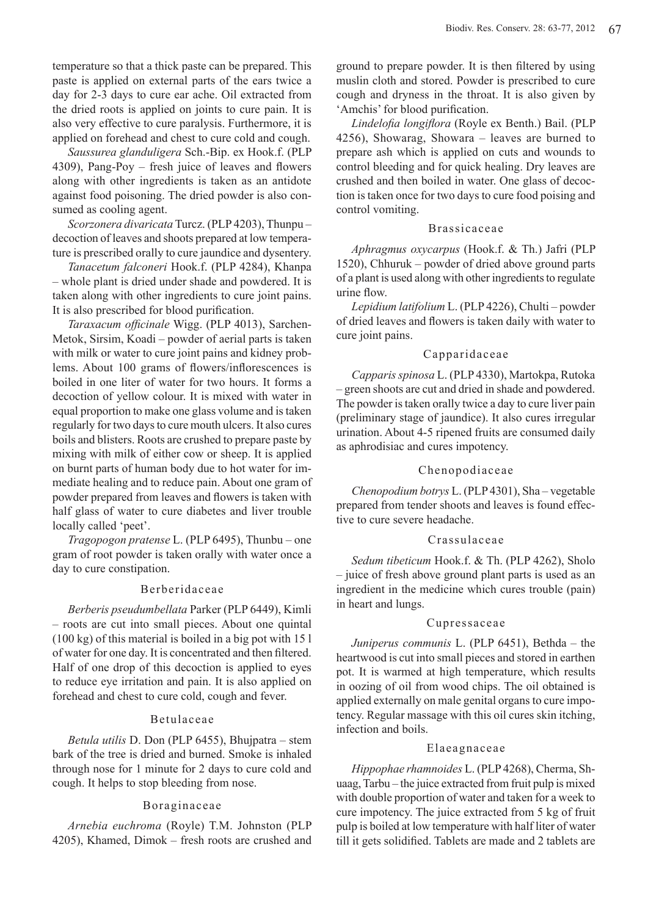temperature so that a thick paste can be prepared. This paste is applied on external parts of the ears twice a day for 2-3 days to cure ear ache. Oil extracted from the dried roots is applied on joints to cure pain. It is also very effective to cure paralysis. Furthermore, it is applied on forehead and chest to cure cold and cough.

*Saussurea glanduligera* Sch.-Bip. ex Hook.f. (PLP 4309), Pang-Poy – fresh juice of leaves and flowers along with other ingredients is taken as an antidote against food poisoning. The dried powder is also consumed as cooling agent.

*Scorzonera divaricata* Turcz. (PLP 4203), Thunpu – decoction of leaves and shoots prepared at low temperature is prescribed orally to cure jaundice and dysentery.

*Tanacetum falconeri* Hook.f. (PLP 4284), Khanpa – whole plant is dried under shade and powdered. It is taken along with other ingredients to cure joint pains. It is also prescribed for blood purification.

*Taraxacum officinale* Wigg. (PLP 4013), Sarchen-Metok, Sirsim, Koadi – powder of aerial parts is taken with milk or water to cure joint pains and kidney problems. About 100 grams of flowers/inflorescences is boiled in one liter of water for two hours. It forms a decoction of yellow colour. It is mixed with water in equal proportion to make one glass volume and is taken regularly for two days to cure mouth ulcers. It also cures boils and blisters. Roots are crushed to prepare paste by mixing with milk of either cow or sheep. It is applied on burnt parts of human body due to hot water for immediate healing and to reduce pain. About one gram of powder prepared from leaves and flowers is taken with half glass of water to cure diabetes and liver trouble locally called 'peet'.

*Tragopogon pratense* L. (PLP 6495), Thunbu – one gram of root powder is taken orally with water once a day to cure constipation.

### Berberidaceae

*Berberis pseudumbellata* Parker (PLP 6449), Kimli – roots are cut into small pieces. About one quintal (100 kg) of this material is boiled in a big pot with 15 l of water for one day. It is concentrated and then filtered. Half of one drop of this decoction is applied to eyes to reduce eye irritation and pain. It is also applied on forehead and chest to cure cold, cough and fever.

### Betulaceae

*Betula utilis* D. Don (PLP 6455), Bhujpatra – stem bark of the tree is dried and burned. Smoke is inhaled through nose for 1 minute for 2 days to cure cold and cough. It helps to stop bleeding from nose.

### Boraginaceae

*Arnebia euchroma* (Royle) T.M. Johnston (PLP 4205), Khamed, Dimok – fresh roots are crushed and ground to prepare powder. It is then filtered by using muslin cloth and stored. Powder is prescribed to cure cough and dryness in the throat. It is also given by 'Amchis' for blood purification.

*Lindelofia longiflora* (Royle ex Benth.) Bail. (PLP 4256), Showarag, Showara – leaves are burned to prepare ash which is applied on cuts and wounds to control bleeding and for quick healing. Dry leaves are crushed and then boiled in water. One glass of decoction is taken once for two days to cure food poising and control vomiting.

### Brassicaceae

*Aphragmus oxycarpus* (Hook.f. & Th.) Jafri (PLP 1520), Chhuruk – powder of dried above ground parts of a plant is used along with other ingredients to regulate urine flow.

*Lepidium latifolium* L. (PLP 4226), Chulti – powder of dried leaves and flowers is taken daily with water to cure joint pains.

### Capparidaceae

*Capparis spinosa* L. (PLP 4330), Martokpa, Rutoka – green shoots are cut and dried in shade and powdered. The powder is taken orally twice a day to cure liver pain (preliminary stage of jaundice). It also cures irregular urination. About 4-5 ripened fruits are consumed daily as aphrodisiac and cures impotency.

### Chenopodiaceae

*Chenopodium botrys* L. (PLP 4301), Sha – vegetable prepared from tender shoots and leaves is found effective to cure severe headache.

### Crassulaceae

*Sedum tibeticum* Hook.f. & Th. (PLP 4262), Sholo – juice of fresh above ground plant parts is used as an ingredient in the medicine which cures trouble (pain) in heart and lungs.

### Cupressaceae

*Juniperus communis* L. (PLP 6451), Bethda – the heartwood is cut into small pieces and stored in earthen pot. It is warmed at high temperature, which results in oozing of oil from wood chips. The oil obtained is applied externally on male genital organs to cure impotency. Regular massage with this oil cures skin itching, infection and boils.

### Elaeagnaceae

*Hippophae rhamnoides* L. (PLP 4268), Cherma, Shuaag, Tarbu – the juice extracted from fruit pulp is mixed with double proportion of water and taken for a week to cure impotency. The juice extracted from 5 kg of fruit pulp is boiled at low temperature with half liter of water till it gets solidified. Tablets are made and 2 tablets are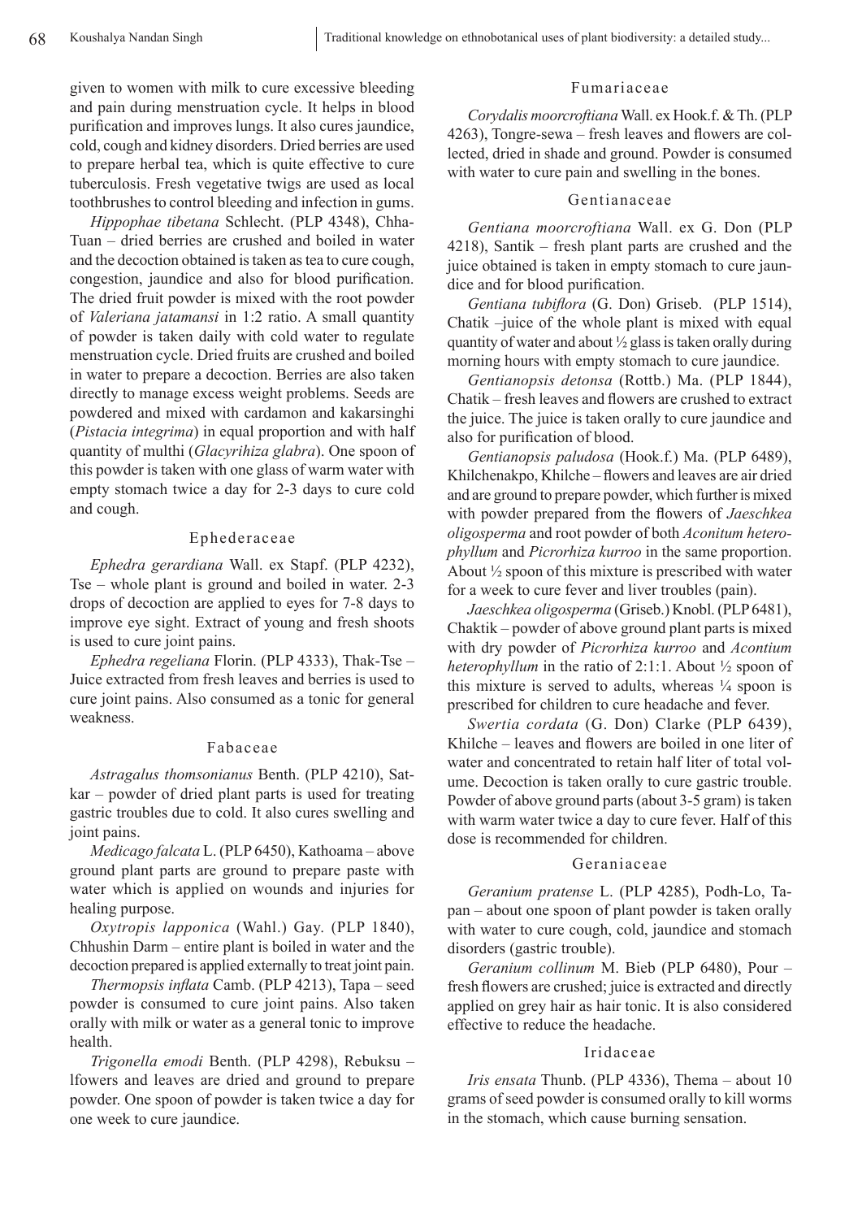given to women with milk to cure excessive bleeding and pain during menstruation cycle. It helps in blood purification and improves lungs. It also cures jaundice, cold, cough and kidney disorders. Dried berries are used to prepare herbal tea, which is quite effective to cure tuberculosis. Fresh vegetative twigs are used as local toothbrushes to control bleeding and infection in gums.

*Hippophae tibetana* Schlecht. (PLP 4348), Chha-Tuan – dried berries are crushed and boiled in water and the decoction obtained is taken as tea to cure cough, congestion, jaundice and also for blood purification. The dried fruit powder is mixed with the root powder of *Valeriana jatamansi* in 1:2 ratio. A small quantity of powder is taken daily with cold water to regulate menstruation cycle. Dried fruits are crushed and boiled in water to prepare a decoction. Berries are also taken directly to manage excess weight problems. Seeds are powdered and mixed with cardamon and kakarsinghi (*Pistacia integrima*) in equal proportion and with half quantity of multhi (*Glacyrihiza glabra*). One spoon of this powder is taken with one glass of warm water with empty stomach twice a day for 2-3 days to cure cold and cough.

## Ephederaceae

*Ephedra gerardiana* Wall. ex Stapf. (PLP 4232), Tse – whole plant is ground and boiled in water. 2-3 drops of decoction are applied to eyes for 7-8 days to improve eye sight. Extract of young and fresh shoots is used to cure joint pains.

*Ephedra regeliana* Florin. (PLP 4333), Thak-Tse – Juice extracted from fresh leaves and berries is used to cure joint pains. Also consumed as a tonic for general weakness.

## Fabaceae

*Astragalus thomsonianus* Benth. (PLP 4210), Satkar – powder of dried plant parts is used for treating gastric troubles due to cold. It also cures swelling and joint pains.

*Medicago falcata* L. (PLP 6450), Kathoama – above ground plant parts are ground to prepare paste with water which is applied on wounds and injuries for healing purpose.

*Oxytropis lapponica* (Wahl.) Gay. (PLP 1840), Chhushin Darm – entire plant is boiled in water and the decoction prepared is applied externally to treat joint pain.

*Thermopsis inflata* Camb. (PLP 4213), Tapa – seed powder is consumed to cure joint pains. Also taken orally with milk or water as a general tonic to improve health.

*Trigonella emodi* Benth. (PLP 4298), Rebuksu – lfowers and leaves are dried and ground to prepare powder. One spoon of powder is taken twice a day for one week to cure jaundice.

## Fumariaceae

*Corydalis moorcroftiana* Wall. ex Hook.f. & Th. (PLP 4263), Tongre-sewa – fresh leaves and flowers are collected, dried in shade and ground. Powder is consumed with water to cure pain and swelling in the bones.

## Gentianaceae

*Gentiana moorcroftiana* Wall. ex G. Don (PLP 4218), Santik – fresh plant parts are crushed and the juice obtained is taken in empty stomach to cure jaundice and for blood purification.

*Gentiana tubiflora* (G. Don) Griseb. (PLP 1514), Chatik –juice of the whole plant is mixed with equal quantity of water and about ½ glass is taken orally during morning hours with empty stomach to cure jaundice.

*Gentianopsis detonsa* (Rottb.) Ma. (PLP 1844), Chatik – fresh leaves and flowers are crushed to extract the juice. The juice is taken orally to cure jaundice and also for purification of blood.

*Gentianopsis paludosa* (Hook.f.) Ma. (PLP 6489), Khilchenakpo, Khilche – flowers and leaves are air dried and are ground to prepare powder, which further is mixed with powder prepared from the flowers of *Jaeschkea oligosperma* and root powder of both *Aconitum heterophyllum* and *Picrorhiza kurroo* in the same proportion. About ½ spoon of this mixture is prescribed with water for a week to cure fever and liver troubles (pain).

*Jaeschkea oligosperma* (Griseb.) Knobl. (PLP 6481), Chaktik – powder of above ground plant parts is mixed with dry powder of *Picrorhiza kurroo* and *Acontium heterophyllum* in the ratio of 2:1:1. About ½ spoon of this mixture is served to adults, whereas ¼ spoon is prescribed for children to cure headache and fever.

*Swertia cordata* (G. Don) Clarke (PLP 6439), Khilche – leaves and flowers are boiled in one liter of water and concentrated to retain half liter of total volume. Decoction is taken orally to cure gastric trouble. Powder of above ground parts (about 3-5 gram) is taken with warm water twice a day to cure fever. Half of this dose is recommended for children.

## Geraniaceae

*Geranium pratense* L. (PLP 4285), Podh-Lo, Tapan – about one spoon of plant powder is taken orally with water to cure cough, cold, jaundice and stomach disorders (gastric trouble).

*Geranium collinum* M. Bieb (PLP 6480), Pour – fresh flowers are crushed; juice is extracted and directly applied on grey hair as hair tonic. It is also considered effective to reduce the headache.

## Iridaceae

*Iris ensata* Thunb. (PLP 4336), Thema – about 10 grams of seed powder is consumed orally to kill worms in the stomach, which cause burning sensation.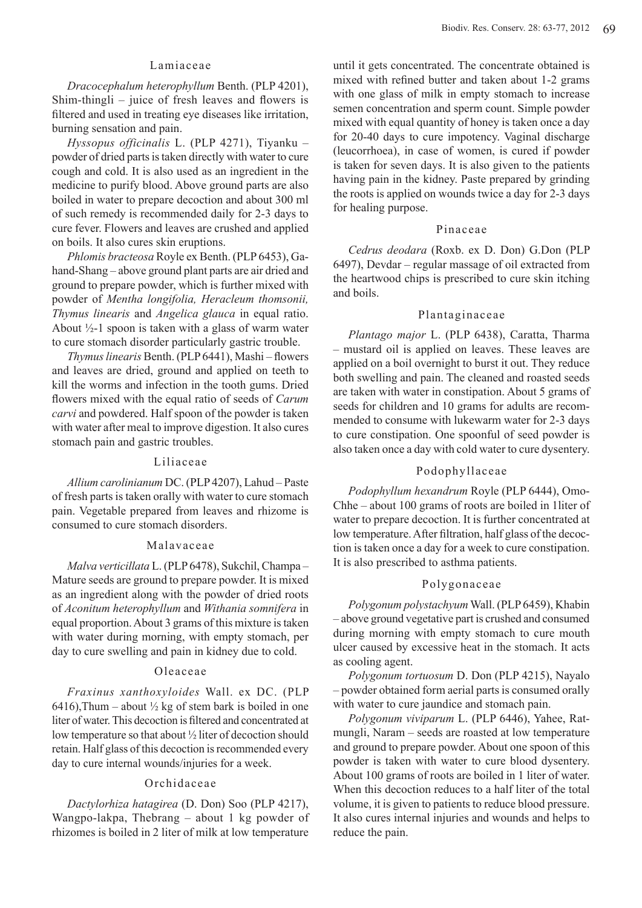### Lamiaceae

*Dracocephalum heterophyllum* Benth. (PLP 4201), Shim-thingli – juice of fresh leaves and flowers is filtered and used in treating eye diseases like irritation, burning sensation and pain.

*Hyssopus officinalis* L. (PLP 4271), Tiyanku – powder of dried parts is taken directly with water to cure cough and cold. It is also used as an ingredient in the medicine to purify blood. Above ground parts are also boiled in water to prepare decoction and about 300 ml of such remedy is recommended daily for 2-3 days to cure fever. Flowers and leaves are crushed and applied on boils. It also cures skin eruptions.

*Phlomis bracteosa* Royle ex Benth. (PLP 6453), Gahand-Shang – above ground plant parts are air dried and ground to prepare powder, which is further mixed with powder of *Mentha longifolia, Heracleum thomsonii, Thymus linearis* and *Angelica glauca* in equal ratio. About ½-1 spoon is taken with a glass of warm water to cure stomach disorder particularly gastric trouble.

*Thymus linearis* Benth. (PLP 6441), Mashi – flowers and leaves are dried, ground and applied on teeth to kill the worms and infection in the tooth gums. Dried flowers mixed with the equal ratio of seeds of *Carum carvi* and powdered. Half spoon of the powder is taken with water after meal to improve digestion. It also cures stomach pain and gastric troubles.

### Liliaceae

*Allium carolinianum* DC. (PLP 4207), Lahud – Paste of fresh parts is taken orally with water to cure stomach pain. Vegetable prepared from leaves and rhizome is consumed to cure stomach disorders.

### Malavaceae

*Malva verticillata* L. (PLP 6478), Sukchil, Champa – Mature seeds are ground to prepare powder. It is mixed as an ingredient along with the powder of dried roots of *Aconitum heterophyllum* and *Withania somnifera* in equal proportion. About 3 grams of this mixture is taken with water during morning, with empty stomach, per day to cure swelling and pain in kidney due to cold.

### Oleaceae

*Fraxinus xanthoxyloides* Wall. ex DC. (PLP 6416),Thum – about ½ kg of stem bark is boiled in one liter of water. This decoction is filtered and concentrated at low temperature so that about ½ liter of decoction should retain. Half glass of this decoction is recommended every day to cure internal wounds/injuries for a week.

### Orchidaceae

*Dactylorhiza hatagirea* (D. Don) Soo (PLP 4217), Wangpo-lakpa, Thebrang – about 1 kg powder of rhizomes is boiled in 2 liter of milk at low temperature until it gets concentrated. The concentrate obtained is mixed with refined butter and taken about 1-2 grams with one glass of milk in empty stomach to increase semen concentration and sperm count. Simple powder mixed with equal quantity of honey is taken once a day for 20-40 days to cure impotency. Vaginal discharge (leucorrhoea), in case of women, is cured if powder is taken for seven days. It is also given to the patients having pain in the kidney. Paste prepared by grinding the roots is applied on wounds twice a day for 2-3 days for healing purpose.

### Pinaceae

*Cedrus deodara* (Roxb. ex D. Don) G.Don (PLP 6497), Devdar – regular massage of oil extracted from the heartwood chips is prescribed to cure skin itching and boils.

### Plantaginaceae

*Plantago major* L. (PLP 6438), Caratta, Tharma – mustard oil is applied on leaves. These leaves are applied on a boil overnight to burst it out. They reduce both swelling and pain. The cleaned and roasted seeds are taken with water in constipation. About 5 grams of seeds for children and 10 grams for adults are recommended to consume with lukewarm water for 2-3 days to cure constipation. One spoonful of seed powder is also taken once a day with cold water to cure dysentery.

### Podophyllaceae

*Podophyllum hexandrum* Royle (PLP 6444), Omo-Chhe – about 100 grams of roots are boiled in 1liter of water to prepare decoction. It is further concentrated at low temperature. After filtration, half glass of the decoction is taken once a day for a week to cure constipation. It is also prescribed to asthma patients.

### Polygonaceae

*Polygonum polystachyum* Wall. (PLP 6459), Khabin – above ground vegetative part is crushed and consumed during morning with empty stomach to cure mouth ulcer caused by excessive heat in the stomach. It acts as cooling agent.

*Polygonum tortuosum* D. Don (PLP 4215), Nayalo – powder obtained form aerial parts is consumed orally with water to cure jaundice and stomach pain.

*Polygonum viviparum* L. (PLP 6446), Yahee, Ratmungli, Naram – seeds are roasted at low temperature and ground to prepare powder. About one spoon of this powder is taken with water to cure blood dysentery. About 100 grams of roots are boiled in 1 liter of water. When this decoction reduces to a half liter of the total volume, it is given to patients to reduce blood pressure. It also cures internal injuries and wounds and helps to reduce the pain.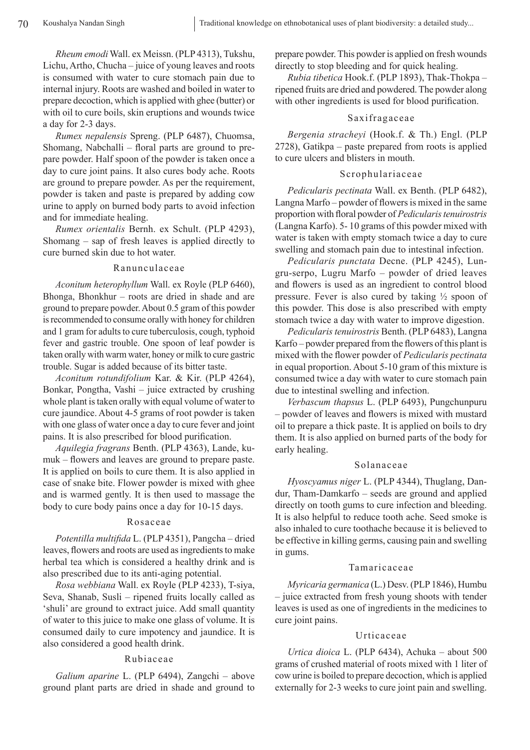*Rheum emodi* Wall. ex Meissn. (PLP 4313), Tukshu, Lichu, Artho, Chucha – juice of young leaves and roots is consumed with water to cure stomach pain due to internal injury. Roots are washed and boiled in water to prepare decoction, which is applied with ghee (butter) or with oil to cure boils, skin eruptions and wounds twice a day for 2-3 days.

*Rumex nepalensis* Spreng. (PLP 6487), Chuomsa, Shomang, Nabchalli – floral parts are ground to prepare powder. Half spoon of the powder is taken once a day to cure joint pains. It also cures body ache. Roots are ground to prepare powder. As per the requirement, powder is taken and paste is prepared by adding cow urine to apply on burned body parts to avoid infection and for immediate healing.

*Rumex orientalis* Bernh. ex Schult. (PLP 4293), Shomang – sap of fresh leaves is applied directly to cure burned skin due to hot water.

### Ranunculaceae

*Aconitum heterophyllum* Wall. ex Royle (PLP 6460), Bhonga, Bhonkhur – roots are dried in shade and are ground to prepare powder. About 0.5 gram of this powder is recommended to consume orally with honey for children and 1 gram for adults to cure tuberculosis, cough, typhoid fever and gastric trouble. One spoon of leaf powder is taken orally with warm water, honey or milk to cure gastric trouble. Sugar is added because of its bitter taste.

*Aconitum rotundifolium* Kar. & Kir. (PLP 4264), Bonkar, Pongtha, Vashi – juice extracted by crushing whole plant is taken orally with equal volume of water to cure jaundice. About 4-5 grams of root powder is taken with one glass of water once a day to cure fever and joint pains. It is also prescribed for blood purification.

*Aquilegia fragrans* Benth. (PLP 4363), Lande, kumuk – flowers and leaves are ground to prepare paste. It is applied on boils to cure them. It is also applied in case of snake bite. Flower powder is mixed with ghee and is warmed gently. It is then used to massage the body to cure body pains once a day for 10-15 days.

### Rosaceae

*Potentilla multifida* L. (PLP 4351), Pangcha – dried leaves, flowers and roots are used as ingredients to make herbal tea which is considered a healthy drink and is also prescribed due to its anti-aging potential.

*Rosa webbiana* Wall. ex Royle (PLP 4233), T-siya, Seva, Shanab, Susli – ripened fruits locally called as 'shuli' are ground to extract juice. Add small quantity of water to this juice to make one glass of volume. It is consumed daily to cure impotency and jaundice. It is also considered a good health drink.

### Rubiaceae

*Galium aparine* L. (PLP 6494), Zangchi – above ground plant parts are dried in shade and ground to prepare powder. This powder is applied on fresh wounds directly to stop bleeding and for quick healing.

*Rubia tibetica* Hook.f. (PLP 1893), Thak-Thokpa – ripened fruits are dried and powdered. The powder along with other ingredients is used for blood purification.

### Saxifragaceae

*Bergenia stracheyi* (Hook.f. & Th.) Engl. (PLP 2728), Gatikpa – paste prepared from roots is applied to cure ulcers and blisters in mouth.

### Scrophulariaceae

*Pedicularis pectinata* Wall. ex Benth. (PLP 6482), Langna Marfo – powder of flowers is mixed in the same proportion with floral powder of *Pedicularis tenuirostris* (Langna Karfo). 5- 10 grams of this powder mixed with water is taken with empty stomach twice a day to cure swelling and stomach pain due to intestinal infection.

*Pedicularis punctata* Decne. (PLP 4245), Lungru-serpo, Lugru Marfo – powder of dried leaves and flowers is used as an ingredient to control blood pressure. Fever is also cured by taking ½ spoon of this powder. This dose is also prescribed with empty stomach twice a day with water to improve digestion.

*Pedicularis tenuirostris* Benth. (PLP 6483), Langna Karfo – powder prepared from the flowers of this plant is mixed with the flower powder of *Pedicularis pectinata* in equal proportion. About 5-10 gram of this mixture is consumed twice a day with water to cure stomach pain due to intestinal swelling and infection.

*Verbascum thapsus* L. (PLP 6493), Pungchunpuru – powder of leaves and flowers is mixed with mustard oil to prepare a thick paste. It is applied on boils to dry them. It is also applied on burned parts of the body for early healing.

### Solanaceae

*Hyoscyamus niger* L. (PLP 4344), Thuglang, Dandur, Tham-Damkarfo – seeds are ground and applied directly on tooth gums to cure infection and bleeding. It is also helpful to reduce tooth ache. Seed smoke is also inhaled to cure toothache because it is believed to be effective in killing germs, causing pain and swelling in gums.

### Tamaricaceae

*Myricaria germanica* (L.) Desv. (PLP 1846), Humbu – juice extracted from fresh young shoots with tender leaves is used as one of ingredients in the medicines to cure joint pains.

### Urticaceae

*Urtica dioica* L. (PLP 6434), Achuka – about 500 grams of crushed material of roots mixed with 1 liter of cow urine is boiled to prepare decoction, which is applied externally for 2-3 weeks to cure joint pain and swelling.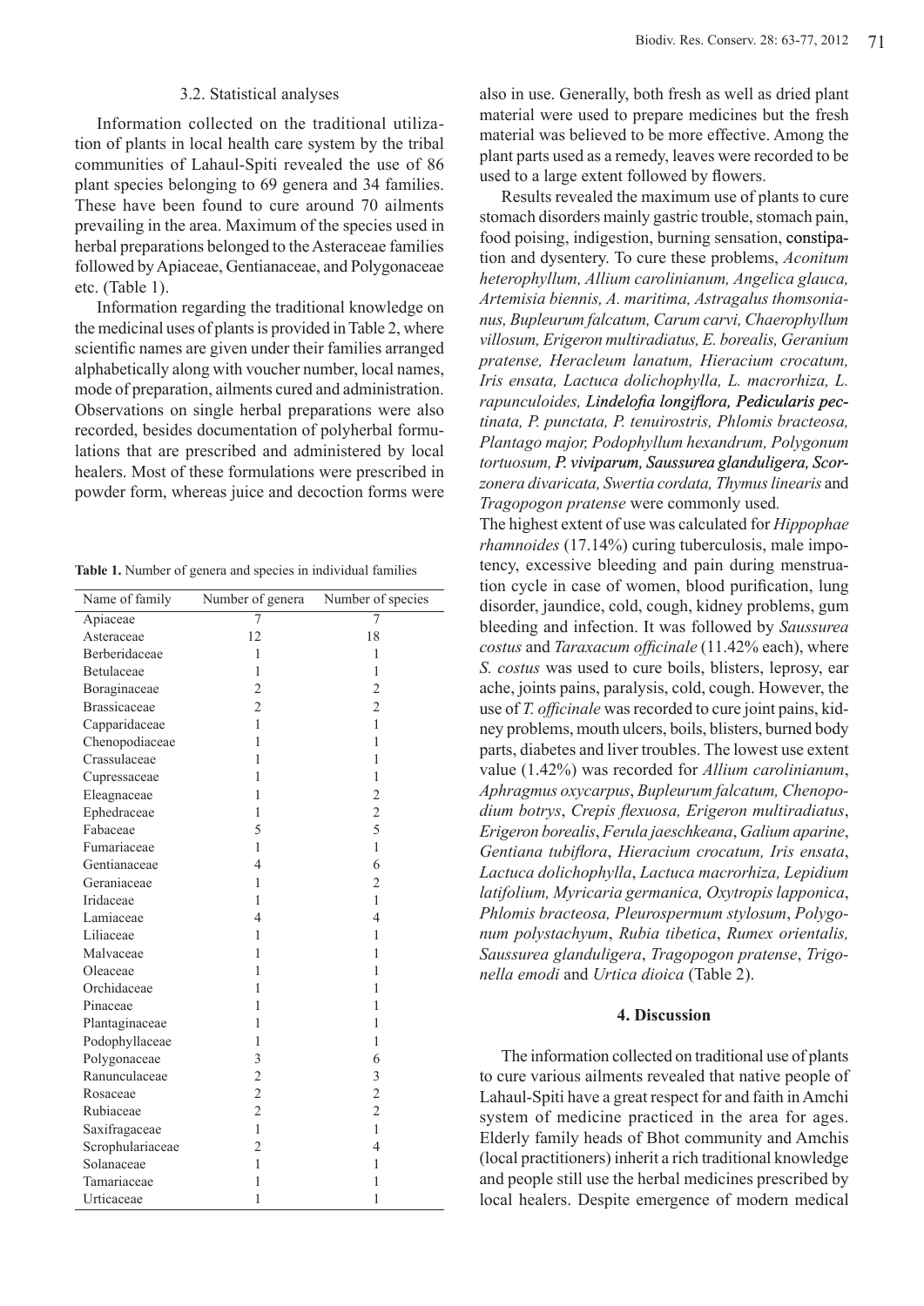### 3.2. Statistical analyses

Information collected on the traditional utilization of plants in local health care system by the tribal communities of Lahaul-Spiti revealed the use of 86 plant species belonging to 69 genera and 34 families. These have been found to cure around 70 ailments prevailing in the area. Maximum of the species used in herbal preparations belonged to the Asteraceae families followed by Apiaceae, Gentianaceae, and Polygonaceae etc. (Table 1).

Information regarding the traditional knowledge on the medicinal uses of plants is provided in Table 2, where scientific names are given under their families arranged alphabetically along with voucher number, local names, mode of preparation, ailments cured and administration. Observations on single herbal preparations were also recorded, besides documentation of polyherbal formulations that are prescribed and administered by local healers. Most of these formulations were prescribed in powder form, whereas juice and decoction forms were also in use. Generally, both fresh as well as dried plant material were used to prepare medicines but the fresh material was believed to be more effective. Among the plant parts used as a remedy, leaves were recorded to be used to a large extent followed by flowers.

**Table 1.** Number of genera and species in individual families

| Name of family | Number of genera | Number of species |
|---|---|---|
| Apiaceae | 7 | 7 |
| Asteraceae | 12 | 18 |
| Berberidaceae | 1 | 1 |
| Betulaceae | 1 | 1 |
| Boraginaceae | 2 | 2 |
| Brassicaceae | 2 | 2 |
| Capparidaceae | 1 | 1 |
| Chenopodiaceae | 1 | 1 |
| Crassulaceae | 1 | 1 |
| Cupressaceae | 1 | 1 |
| Eleagnaceae | 1 | 2 |
| Ephedraceae | 1 | 2 |
| Fabaceae | 5 | 5 |
| Fumariaceae | 1 | 1 |
| Gentianaceae | 4 | 6 |
| Geraniaceae | 1 | 2 |
| Iridaceae | 1 | 1 |
| Lamiaceae | 4 | 4 |
| Liliaceae | 1 | 1 |
| Malvaceae | 1 | 1 |
| Oleaceae | 1 | 1 |
| Orchidaceae | 1 | 1 |
| Pinaceae | 1 | 1 |
| Plantaginaceae | 1 | 1 |
| Podophyllaceae | 1 | 1 |
| Polygonaceae | 3 | 6 |
| Ranunculaceae | 2 | 3 |
| Rosaceae | 2 | 2 |
| Rubiaceae | 2 | 2 |
| Saxifragaceae | 1 | 1 |
| Scrophulariaceae | 2 | 4 |
| Solanaceae | 1 | 1 |
| Tamariaceae | 1 | 1 |
| Urticaceae | 1 | 1 |

Results revealed the maximum use of plants to cure stomach disorders mainly gastric trouble, stomach pain, food poising, indigestion, burning sensation, constipation and dysentery. To cure these problems, *Aconitum heterophyllum, Allium carolinianum, Angelica glauca, Artemisia biennis, A. maritima, Astragalus thomsonianus, Bupleurum falcatum, Carum carvi, Chaerophyllum villosum, Erigeron multiradiatus, E. borealis, Geranium pratense, Heracleum lanatum, Hieracium crocatum, Iris ensata, Lactuca dolichophylla, L. macrorhiza, L. rapunculoides, Lindelofia longiflora, Pedicularis pectinata, P. punctata, P. tenuirostris, Phlomis bracteosa, Plantago major, Podophyllum hexandrum, Polygonum tortuosum, P. viviparum, Saussurea glanduligera, Scorzonera divaricata, Swertia cordata, Thymus linearis* and *Tragopogon pratense* were commonly used.

The highest extent of use was calculated for *Hippophae rhamnoides* (17.14%) curing tuberculosis, male impotency, excessive bleeding and pain during menstruation cycle in case of women, blood purification, lung disorder, jaundice, cold, cough, kidney problems, gum bleeding and infection. It was followed by *Saussurea costus* and *Taraxacum officinale* (11.42% each), where *S. costus* was used to cure boils, blisters, leprosy, ear ache, joints pains, paralysis, cold, cough. However, the use of *T. officinale* was recorded to cure joint pains, kidney problems, mouth ulcers, boils, blisters, burned body parts, diabetes and liver troubles. The lowest use extent value (1.42%) was recorded for *Allium carolinianum*, *Aphragmus oxycarpus*, *Bupleurum falcatum, Chenopodium botrys*, *Crepis flexuosa, Erigeron multiradiatus*, *Erigeron borealis*, *Ferula jaeschkeana*, *Galium aparine*, *Gentiana tubiflora*, *Hieracium crocatum, Iris ensata*, *Lactuca dolichophylla*, *Lactuca macrorhiza, Lepidium latifolium, Myricaria germanica, Oxytropis lapponica*, *Phlomis bracteosa, Pleurospermum stylosum*, *Polygonum polystachyum*, *Rubia tibetica*, *Rumex orientalis, Saussurea glanduligera*, *Tragopogon pratense*, *Trigonella emodi* and *Urtica dioica* (Table 2).

## 4. Discussion

The information collected on traditional use of plants to cure various ailments revealed that native people of Lahaul-Spiti have a great respect for and faith in Amchi system of medicine practiced in the area for ages. Elderly family heads of Bhot community and Amchis (local practitioners) inherit a rich traditional knowledge and people still use the herbal medicines prescribed by local healers. Despite emergence of modern medical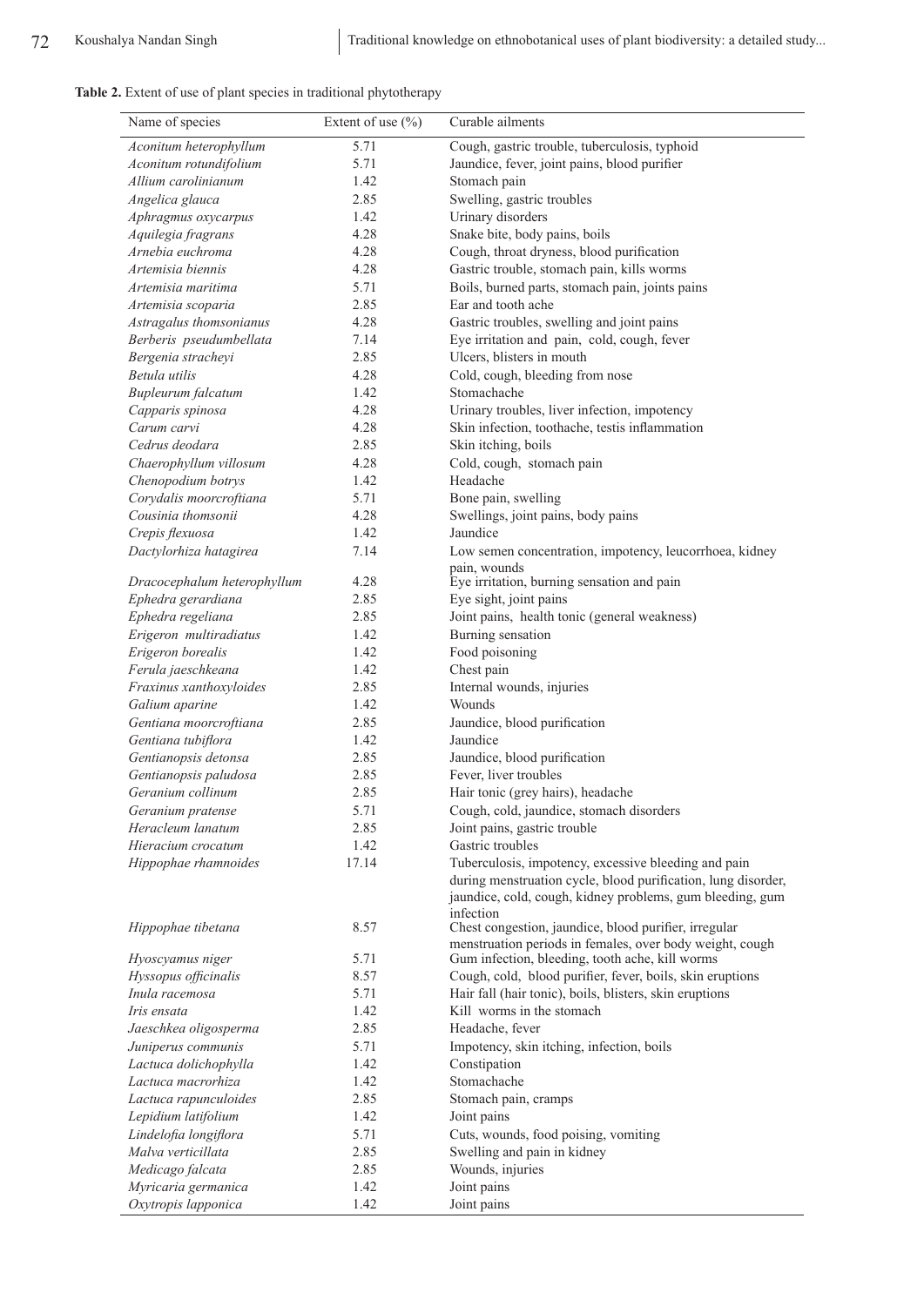**Table 2.** Extent of use of plant species in traditional phytotherapy

| Name of species | Extent of use (%) | Curable ailments |
|---|---|---|
| *Aconitum heterophyllum* | 5.71 | Cough, gastric trouble, tuberculosis, typhoid |
| *Aconitum rotundifolium* | 5.71 | Jaundice, fever, joint pains, blood purifier |
| *Allium carolinianum* | 1.42 | Stomach pain |
| *Angelica glauca* | 2.85 | Swelling, gastric troubles |
| *Aphragmus oxycarpus* | 1.42 | Urinary disorders |
| *Aquilegia fragrans* | 4.28 | Snake bite, body pains, boils |
| *Arnebia euchroma* | 4.28 | Cough, throat dryness, blood purification |
| *Artemisia biennis* | 4.28 | Gastric trouble, stomach pain, kills worms |
| *Artemisia maritima* | 5.71 | Boils, burned parts, stomach pain, joints pains |
| *Artemisia scoparia* | 2.85 | Ear and tooth ache |
| *Astragalus thomsonianus* | 4.28 | Gastric troubles, swelling and joint pains |
| *Berberis pseudumbellata* | 7.14 | Eye irritation and pain, cold, cough, fever |
| *Bergenia stracheyi* | 2.85 | Ulcers, blisters in mouth |
| *Betula utilis* | 4.28 | Cold, cough, bleeding from nose |
| *Bupleurum falcatum* | 1.42 | Stomachache |
| *Capparis spinosa* | 4.28 | Urinary troubles, liver infection, impotency |
| *Carum carvi* | 4.28 | Skin infection, toothache, testis inflammation |
| *Cedrus deodara* | 2.85 | Skin itching, boils |
| *Chaerophyllum villosum* | 4.28 | Cold, cough, stomach pain |
| *Chenopodium botrys* | 1.42 | Headache |
| *Corydalis moorcroftiana* | 5.71 | Bone pain, swelling |
| *Cousinia thomsonii* | 4.28 | Swellings, joint pains, body pains |
| *Crepis flexuosa* | 1.42 | Jaundice |
| *Dactylorhiza hatagirea* | 7.14 | Low semen concentration, impotency, leucorrhoea, kidney pain, wounds |
| *Dracocephalum heterophyllum* | 4.28 | Eye irritation, burning sensation and pain |
| *Ephedra gerardiana* | 2.85 | Eye sight, joint pains |
| *Ephedra regeliana* | 2.85 | Joint pains, health tonic (general weakness) |
| *Erigeron multiradiatus* | 1.42 | Burning sensation |
| *Erigeron borealis* | 1.42 | Food poisoning |
| *Ferula jaeschkeana* | 1.42 | Chest pain |
| *Fraxinus xanthoxyloides* | 2.85 | Internal wounds, injuries |
| *Galium aparine* | 1.42 | Wounds |
| *Gentiana moorcroftiana* | 2.85 | Jaundice, blood purification |
| *Gentiana tubiflora* | 1.42 | Jaundice |
| *Gentianopsis detonsa* | 2.85 | Jaundice, blood purification |
| *Gentianopsis paludosa* | 2.85 | Fever, liver troubles |
| *Geranium collinum* | 2.85 | Hair tonic (grey hairs), headache |
| *Geranium pratense* | 5.71 | Cough, cold, jaundice, stomach disorders |
| *Heracleum lanatum* | 2.85 | Joint pains, gastric trouble |
| *Hieracium crocatum* | 1.42 | Gastric troubles |
| *Hippophae rhamnoides* | 17.14 | Tuberculosis, impotency, excessive bleeding and pain during menstruation cycle, blood purification, lung disorder, jaundice, cold, cough, kidney problems, gum bleeding, gum infection |
| *Hippophae tibetana* | 8.57 | Chest congestion, jaundice, blood purifier, irregular menstruation periods in females, over body weight, cough |
| *Hyoscyamus niger* | 5.71 | Gum infection, bleeding, tooth ache, kill worms |
| *Hyssopus officinalis* | 8.57 | Cough, cold, blood purifier, fever, boils, skin eruptions |
| *Inula racemosa* | 5.71 | Hair fall (hair tonic), boils, blisters, skin eruptions |
| *Iris ensata* | 1.42 | Kill worms in the stomach |
| *Jaeschkea oligosperma* | 2.85 | Headache, fever |
| *Juniperus communis* | 5.71 | Impotency, skin itching, infection, boils |
| *Lactuca dolichophylla* | 1.42 | Constipation |
| *Lactuca macrorhiza* | 1.42 | Stomachache |
| *Lactuca rapunculoides* | 2.85 | Stomach pain, cramps |
| *Lepidium latifolium* | 1.42 | Joint pains |
| *Lindelofia longiflora* | 5.71 | Cuts, wounds, food poising, vomiting |
| *Malva verticillata* | 2.85 | Swelling and pain in kidney |
| *Medicago falcata* | 2.85 | Wounds, injuries |
| *Myricaria germanica* | 1.42 | Joint pains |
| *Oxytropis lapponica* | 1.42 | Joint pains |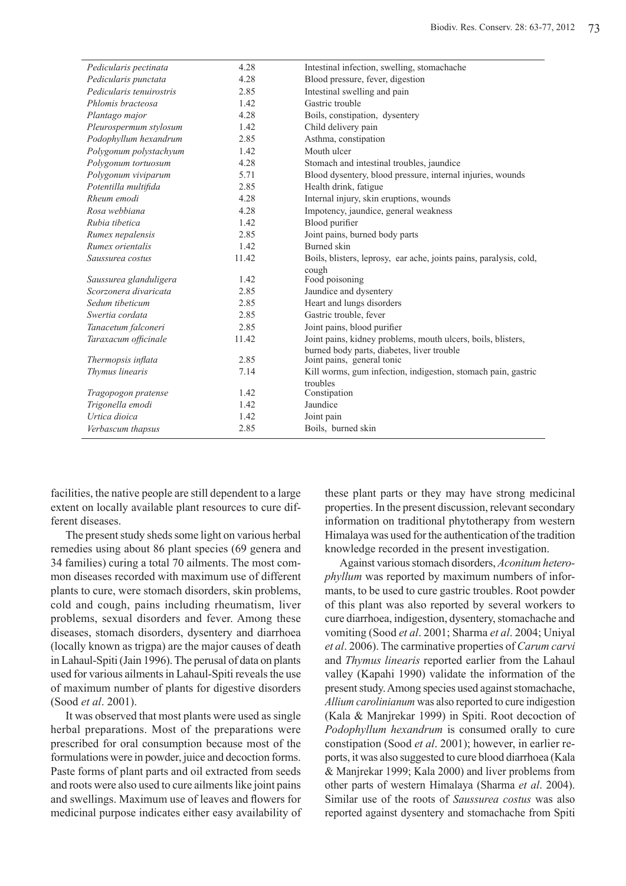| | | |
|---|---|---|
| *Pedicularis pectinata* | 4.28 | Intestinal infection, swelling, stomachache |
| *Pedicularis punctata* | 4.28 | Blood pressure, fever, digestion |
| *Pedicularis tenuirostris* | 2.85 | Intestinal swelling and pain |
| *Phlomis bracteosa* | 1.42 | Gastric trouble |
| *Plantago major* | 4.28 | Boils, constipation, dysentery |
| *Pleurospermum stylosum* | 1.42 | Child delivery pain |
| *Podophyllum hexandrum* | 2.85 | Asthma, constipation |
| *Polygonum polystachyum* | 1.42 | Mouth ulcer |
| *Polygonum tortuosum* | 4.28 | Stomach and intestinal troubles, jaundice |
| *Polygonum viviparum* | 5.71 | Blood dysentery, blood pressure, internal injuries, wounds |
| *Potentilla multifida* | 2.85 | Health drink, fatigue |
| *Rheum emodi* | 4.28 | Internal injury, skin eruptions, wounds |
| *Rosa webbiana* | 4.28 | Impotency, jaundice, general weakness |
| *Rubia tibetica* | 1.42 | Blood purifier |
| *Rumex nepalensis* | 2.85 | Joint pains, burned body parts |
| *Rumex orientalis* | 1.42 | Burned skin |
| *Saussurea costus* | 11.42 | Boils, blisters, leprosy, ear ache, joints pains, paralysis, cold, cough |
| *Saussurea glanduligera* | 1.42 | Food poisoning |
| *Scorzonera divaricata* | 2.85 | Jaundice and dysentery |
| *Sedum tibeticum* | 2.85 | Heart and lungs disorders |
| *Swertia cordata* | 2.85 | Gastric trouble, fever |
| *Tanacetum falconeri* | 2.85 | Joint pains, blood purifier |
| *Taraxacum officinale* | 11.42 | Joint pains, kidney problems, mouth ulcers, boils, blisters, burned body parts, diabetes, liver trouble |
| *Thermopsis inflata* | 2.85 | Joint pains, general tonic |
| *Thymus linearis* | 7.14 | Kill worms, gum infection, indigestion, stomach pain, gastric troubles |
| *Tragopogon pratense* | 1.42 | Constipation |
| *Trigonella emodi* | 1.42 | Jaundice |
| *Urtica dioica* | 1.42 | Joint pain |
| *Verbascum thapsus* | 2.85 | Boils, burned skin |

facilities, the native people are still dependent to a large extent on locally available plant resources to cure different diseases.

The present study sheds some light on various herbal remedies using about 86 plant species (69 genera and 34 families) curing a total 70 ailments. The most common diseases recorded with maximum use of different plants to cure, were stomach disorders, skin problems, cold and cough, pains including rheumatism, liver problems, sexual disorders and fever. Among these diseases, stomach disorders, dysentery and diarrhoea (locally known as trigpa) are the major causes of death in Lahaul-Spiti (Jain 1996). The perusal of data on plants used for various ailments in Lahaul-Spiti reveals the use of maximum number of plants for digestive disorders (Sood *et al*. 2001).

It was observed that most plants were used as single herbal preparations. Most of the preparations were prescribed for oral consumption because most of the formulations were in powder, juice and decoction forms. Paste forms of plant parts and oil extracted from seeds and roots were also used to cure ailments like joint pains and swellings. Maximum use of leaves and flowers for medicinal purpose indicates either easy availability of these plant parts or they may have strong medicinal properties. In the present discussion, relevant secondary information on traditional phytotherapy from western Himalaya was used for the authentication of the tradition knowledge recorded in the present investigation.

Against various stomach disorders, *Aconitum heterophyllum* was reported by maximum numbers of informants, to be used to cure gastric troubles. Root powder of this plant was also reported by several workers to cure diarrhoea, indigestion, dysentery, stomachache and vomiting (Sood *et al*. 2001; Sharma *et al*. 2004; Uniyal *et al*. 2006). The carminative properties of *Carum carvi* and *Thymus linearis* reported earlier from the Lahaul valley (Kapahi 1990) validate the information of the present study. Among species used against stomachache, *Allium carolinianum* was also reported to cure indigestion (Kala & Manjrekar 1999) in Spiti. Root decoction of *Podophyllum hexandrum* is consumed orally to cure constipation (Sood *et al*. 2001); however, in earlier reports, it was also suggested to cure blood diarrhoea (Kala & Manjrekar 1999; Kala 2000) and liver problems from other parts of western Himalaya (Sharma *et al*. 2004). Similar use of the roots of *Saussurea costus* was also reported against dysentery and stomachache from Spiti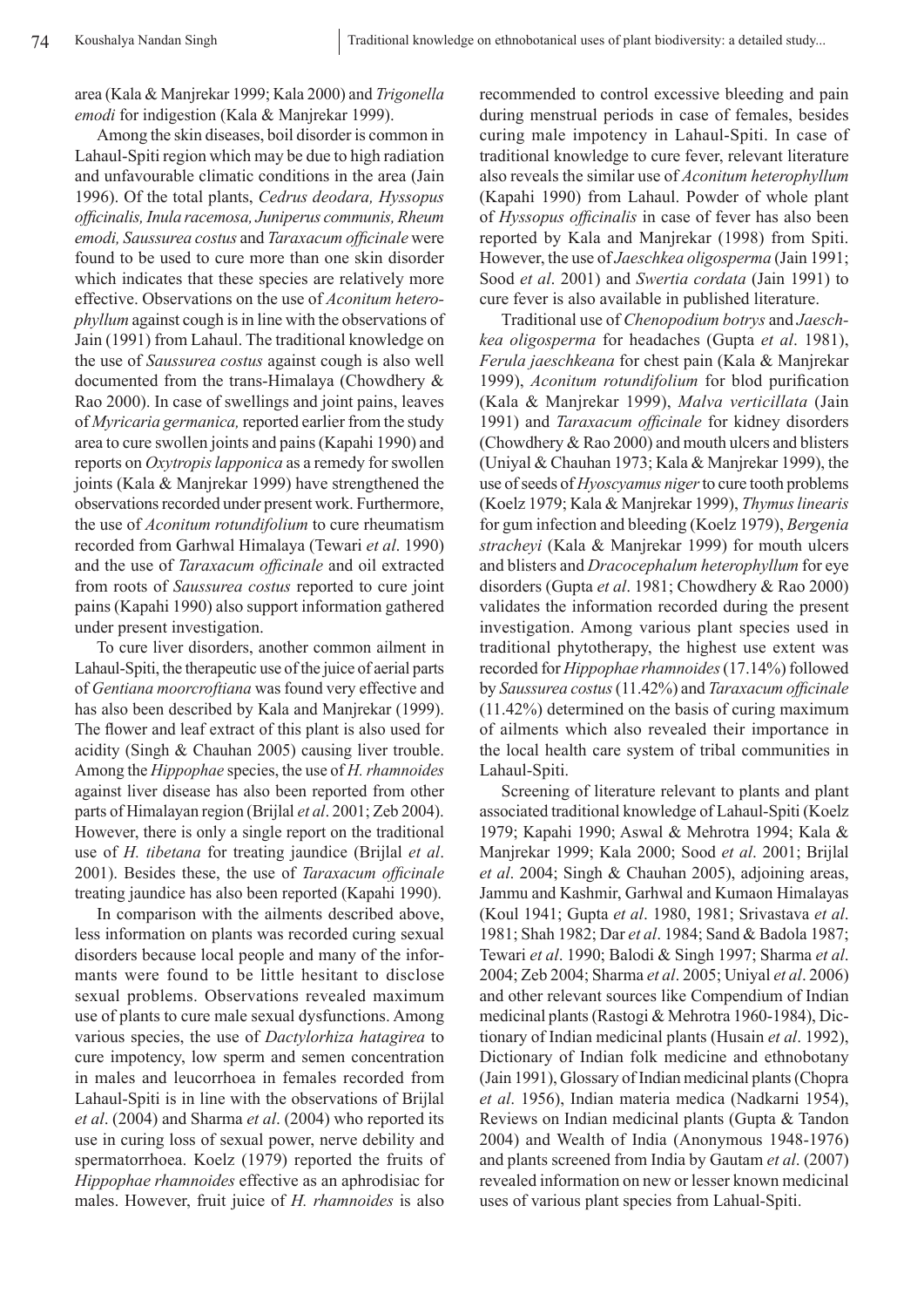area (Kala & Manjrekar 1999; Kala 2000) and *Trigonella emodi* for indigestion (Kala & Manjrekar 1999).

Among the skin diseases, boil disorder is common in Lahaul-Spiti region which may be due to high radiation and unfavourable climatic conditions in the area (Jain 1996). Of the total plants, *Cedrus deodara, Hyssopus officinalis, Inula racemosa, Juniperus communis, Rheum emodi, Saussurea costus* and *Taraxacum officinale* were found to be used to cure more than one skin disorder which indicates that these species are relatively more effective. Observations on the use of *Aconitum heterophyllum* against cough is in line with the observations of Jain (1991) from Lahaul. The traditional knowledge on the use of *Saussurea costus* against cough is also well documented from the trans-Himalaya (Chowdhery & Rao 2000). In case of swellings and joint pains, leaves of *Myricaria germanica,* reported earlier from the study area to cure swollen joints and pains (Kapahi 1990) and reports on *Oxytropis lapponica* as a remedy for swollen joints (Kala & Manjrekar 1999) have strengthened the observations recorded under present work. Furthermore, the use of *Aconitum rotundifolium* to cure rheumatism recorded from Garhwal Himalaya (Tewari *et al*. 1990) and the use of *Taraxacum officinale* and oil extracted from roots of *Saussurea costus* reported to cure joint pains (Kapahi 1990) also support information gathered under present investigation.

To cure liver disorders, another common ailment in Lahaul-Spiti, the therapeutic use of the juice of aerial parts of *Gentiana moorcroftiana* was found very effective and has also been described by Kala and Manjrekar (1999). The flower and leaf extract of this plant is also used for acidity (Singh & Chauhan 2005) causing liver trouble. Among the *Hippophae* species, the use of *H. rhamnoides* against liver disease has also been reported from other parts of Himalayan region (Brijlal *et al*. 2001; Zeb 2004). However, there is only a single report on the traditional use of *H. tibetana* for treating jaundice (Brijlal *et al*. 2001). Besides these, the use of *Taraxacum officinale* treating jaundice has also been reported (Kapahi 1990).

In comparison with the ailments described above, less information on plants was recorded curing sexual disorders because local people and many of the informants were found to be little hesitant to disclose sexual problems. Observations revealed maximum use of plants to cure male sexual dysfunctions. Among various species, the use of *Dactylorhiza hatagirea* to cure impotency, low sperm and semen concentration in males and leucorrhoea in females recorded from Lahaul-Spiti is in line with the observations of Brijlal *et al*. (2004) and Sharma *et al*. (2004) who reported its use in curing loss of sexual power, nerve debility and spermatorrhoea. Koelz (1979) reported the fruits of *Hippophae rhamnoides* effective as an aphrodisiac for males. However, fruit juice of *H. rhamnoides* is also recommended to control excessive bleeding and pain during menstrual periods in case of females, besides curing male impotency in Lahaul-Spiti. In case of traditional knowledge to cure fever, relevant literature also reveals the similar use of *Aconitum heterophyllum* (Kapahi 1990) from Lahaul. Powder of whole plant of *Hyssopus officinalis* in case of fever has also been reported by Kala and Manjrekar (1998) from Spiti. However, the use of *Jaeschkea oligosperma* (Jain 1991; Sood *et al*. 2001) and *Swertia cordata* (Jain 1991) to cure fever is also available in published literature.

Traditional use of *Chenopodium botrys* and *Jaeschkea oligosperma* for headaches (Gupta *et al*. 1981), *Ferula jaeschkeana* for chest pain (Kala & Manjrekar 1999), *Aconitum rotundifolium* for blod purification (Kala & Manjrekar 1999), *Malva verticillata* (Jain 1991) and *Taraxacum officinale* for kidney disorders (Chowdhery & Rao 2000) and mouth ulcers and blisters (Uniyal & Chauhan 1973; Kala & Manjrekar 1999), the use of seeds of *Hyoscyamus niger* to cure tooth problems (Koelz 1979; Kala & Manjrekar 1999), *Thymus linearis* for gum infection and bleeding (Koelz 1979), *Bergenia stracheyi* (Kala & Manjrekar 1999) for mouth ulcers and blisters and *Dracocephalum heterophyllum* for eye disorders (Gupta *et al*. 1981; Chowdhery & Rao 2000) validates the information recorded during the present investigation. Among various plant species used in traditional phytotherapy, the highest use extent was recorded for *Hippophae rhamnoides* (17.14%) followed by *Saussurea costus* (11.42%) and *Taraxacum officinale* (11.42%) determined on the basis of curing maximum of ailments which also revealed their importance in the local health care system of tribal communities in Lahaul-Spiti.

Screening of literature relevant to plants and plant associated traditional knowledge of Lahaul-Spiti (Koelz 1979; Kapahi 1990; Aswal & Mehrotra 1994; Kala & Manjrekar 1999; Kala 2000; Sood *et al*. 2001; Brijlal *et al*. 2004; Singh & Chauhan 2005), adjoining areas, Jammu and Kashmir, Garhwal and Kumaon Himalayas (Koul 1941; Gupta *et al*. 1980, 1981; Srivastava *et al*. 1981; Shah 1982; Dar *et al*. 1984; Sand & Badola 1987; Tewari *et al*. 1990; Balodi & Singh 1997; Sharma *et al*. 2004; Zeb 2004; Sharma *et al*. 2005; Uniyal *et al*. 2006) and other relevant sources like Compendium of Indian medicinal plants (Rastogi & Mehrotra 1960-1984), Dictionary of Indian medicinal plants (Husain *et al*. 1992), Dictionary of Indian folk medicine and ethnobotany (Jain 1991), Glossary of Indian medicinal plants (Chopra *et al*. 1956), Indian materia medica (Nadkarni 1954), Reviews on Indian medicinal plants (Gupta & Tandon 2004) and Wealth of India (Anonymous 1948-1976) and plants screened from India by Gautam *et al*. (2007) revealed information on new or lesser known medicinal uses of various plant species from Lahual-Spiti.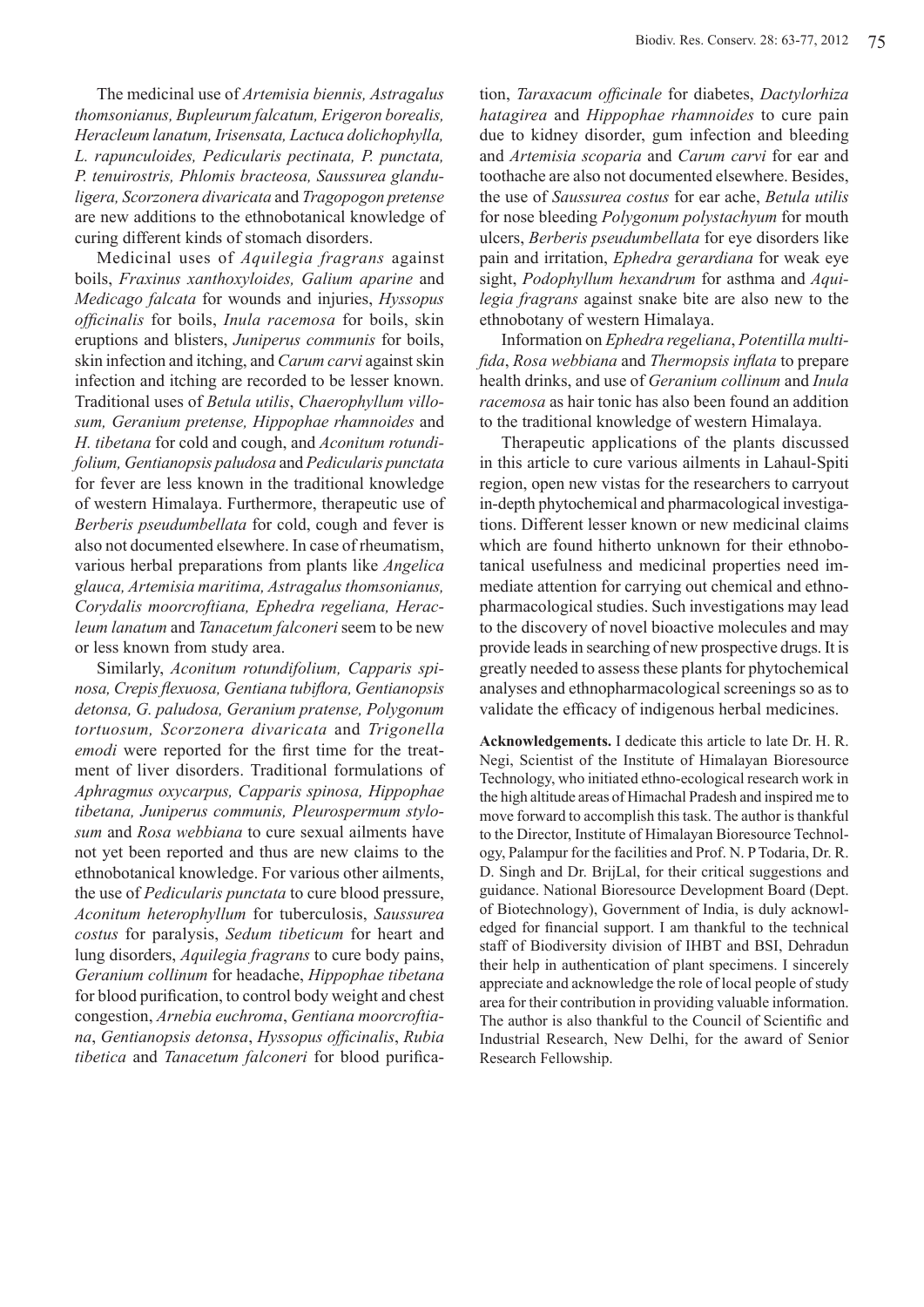The medicinal use of *Artemisia biennis, Astragalus thomsonianus, Bupleurum falcatum, Erigeron borealis, Heracleum lanatum, Irisensata, Lactuca dolichophylla, L. rapunculoides, Pedicularis pectinata, P. punctata, P. tenuirostris, Phlomis bracteosa, Saussurea glanduligera, Scorzonera divaricata* and *Tragopogon pretense* are new additions to the ethnobotanical knowledge of curing different kinds of stomach disorders.

Medicinal uses of *Aquilegia fragrans* against boils, *Fraxinus xanthoxyloides, Galium aparine* and *Medicago falcata* for wounds and injuries, *Hyssopus officinalis* for boils, *Inula racemosa* for boils, skin eruptions and blisters, *Juniperus communis* for boils, skin infection and itching, and *Carum carvi* against skin infection and itching are recorded to be lesser known. Traditional uses of *Betula utilis*, *Chaerophyllum villosum, Geranium pretense, Hippophae rhamnoides* and *H. tibetana* for cold and cough, and *Aconitum rotundifolium, Gentianopsis paludosa* and *Pedicularis punctata* for fever are less known in the traditional knowledge of western Himalaya. Furthermore, therapeutic use of *Berberis pseudumbellata* for cold, cough and fever is also not documented elsewhere. In case of rheumatism, various herbal preparations from plants like *Angelica glauca, Artemisia maritima, Astragalus thomsonianus, Corydalis moorcroftiana, Ephedra regeliana, Heracleum lanatum* and *Tanacetum falconeri* seem to be new or less known from study area.

Similarly, *Aconitum rotundifolium, Capparis spinosa, Crepis flexuosa, Gentiana tubiflora, Gentianopsis detonsa, G. paludosa, Geranium pratense, Polygonum tortuosum, Scorzonera divaricata* and *Trigonella emodi* were reported for the first time for the treatment of liver disorders. Traditional formulations of *Aphragmus oxycarpus, Capparis spinosa, Hippophae tibetana, Juniperus communis, Pleurospermum stylosum* and *Rosa webbiana* to cure sexual ailments have not yet been reported and thus are new claims to the ethnobotanical knowledge. For various other ailments, the use of *Pedicularis punctata* to cure blood pressure, *Aconitum heterophyllum* for tuberculosis, *Saussurea costus* for paralysis, *Sedum tibeticum* for heart and lung disorders, *Aquilegia fragrans* to cure body pains, *Geranium collinum* for headache, *Hippophae tibetana* for blood purification, to control body weight and chest congestion, *Arnebia euchroma*, *Gentiana moorcroftiana*, *Gentianopsis detonsa*, *Hyssopus officinalis*, *Rubia tibetica* and *Tanacetum falconeri* for blood purification, *Taraxacum officinale* for diabetes, *Dactylorhiza hatagirea* and *Hippophae rhamnoides* to cure pain due to kidney disorder, gum infection and bleeding and *Artemisia scoparia* and *Carum carvi* for ear and toothache are also not documented elsewhere. Besides, the use of *Saussurea costus* for ear ache, *Betula utilis* for nose bleeding *Polygonum polystachyum* for mouth ulcers, *Berberis pseudumbellata* for eye disorders like pain and irritation, *Ephedra gerardiana* for weak eye sight, *Podophyllum hexandrum* for asthma and *Aquilegia fragrans* against snake bite are also new to the ethnobotany of western Himalaya.

Information on *Ephedra regeliana*, *Potentilla multifida*, *Rosa webbiana* and *Thermopsis inflata* to prepare health drinks, and use of *Geranium collinum* and *Inula racemosa* as hair tonic has also been found an addition to the traditional knowledge of western Himalaya.

Therapeutic applications of the plants discussed in this article to cure various ailments in Lahaul-Spiti region, open new vistas for the researchers to carryout in-depth phytochemical and pharmacological investigations. Different lesser known or new medicinal claims which are found hitherto unknown for their ethnobotanical usefulness and medicinal properties need immediate attention for carrying out chemical and ethnopharmacological studies. Such investigations may lead to the discovery of novel bioactive molecules and may provide leads in searching of new prospective drugs. It is greatly needed to assess these plants for phytochemical analyses and ethnopharmacological screenings so as to validate the efficacy of indigenous herbal medicines.

**Acknowledgements.** I dedicate this article to late Dr. H. R. Negi, Scientist of the Institute of Himalayan Bioresource Technology, who initiated ethno-ecological research work in the high altitude areas of Himachal Pradesh and inspired me to move forward to accomplish this task. The author is thankful to the Director, Institute of Himalayan Bioresource Technology, Palampur for the facilities and Prof. N. P Todaria, Dr. R. D. Singh and Dr. BrijLal, for their critical suggestions and guidance. National Bioresource Development Board (Dept. of Biotechnology), Government of India, is duly acknowledged for financial support. I am thankful to the technical staff of Biodiversity division of IHBT and BSI, Dehradun their help in authentication of plant specimens. I sincerely appreciate and acknowledge the role of local people of study area for their contribution in providing valuable information. The author is also thankful to the Council of Scientific and Industrial Research, New Delhi, for the award of Senior Research Fellowship.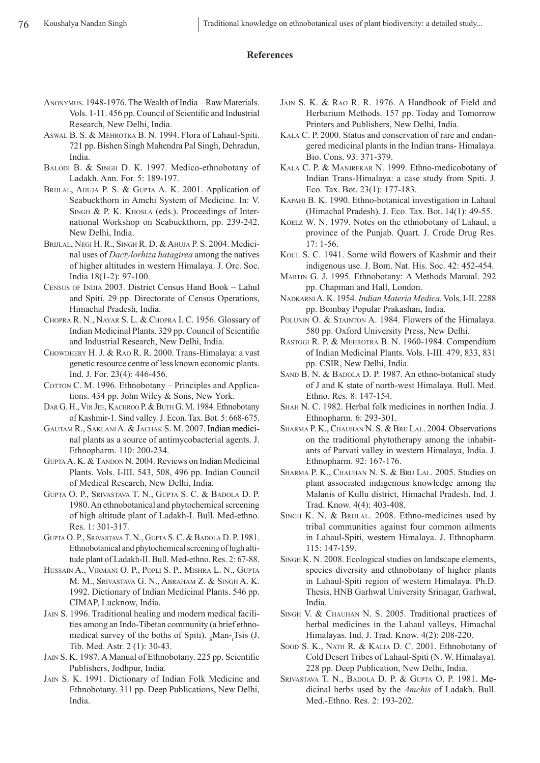## References

Anonymus. 1948-1976. The Wealth of India – Raw Materials. Vols. 1-11. 456 pp. Council of Scientific and Industrial Research, New Delhi, India.

Aswal B. S. & Mehrotra B. N. 1994. Flora of Lahaul-Spiti. 721 pp. Bishen Singh Mahendra Pal Singh, Dehradun, India.

Balodi B. & Singh D. K. 1997. Medico-ethnobotany of Ladakh. Ann. For. 5: 189-197.

Brijlal, Ahuja P. S. & Gupta A. K. 2001. Application of Seabuckthorn in Amchi System of Medicine. In: V. Singh & P. K. Khosla (eds.). Proceedings of International Workshop on Seabuckthorn, pp. 239-242. New Delhi, India.

Brijlal, Negi H. R., Singh R. D. & Ahuja P. S. 2004. Medicinal uses of *Dactylorhiza hatagirea* among the natives of higher altitudes in western Himalaya. J. Orc. Soc. India 18(1-2): 97-100.

Census of India 2003. District Census Hand Book – Lahul and Spiti. 29 pp. Directorate of Census Operations, Himachal Pradesh, India.

Chopra R. N., Nayar S. L. & Chopra I. C. 1956. Glossary of Indian Medicinal Plants. 329 pp. Council of Scientific and Industrial Research, New Delhi, India.

Chowdhery H. J. & Rao R. R. 2000. Trans-Himalaya: a vast genetic resource centre of less known economic plants. Ind. J. For. 23(4): 446-456.

Cotton C. M. 1996. Ethnobotany – Principles and Applications. 434 pp. John Wiley & Sons, New York.

Dar G. H., Vir Jee, Kachroo P. & Buth G. M. 1984. Ethnobotany of Kashmir-1. Sind valley. J. Econ. Tax. Bot. 5: 668-675.

Gautam R., Saklani A. & Jachak S. M. 2007. Indian medicinal plants as a source of antimycobacterial agents. J. Ethnopharm. 110: 200-234.

Gupta A. K. & Tandon N. 2004. Reviews on Indian Medicinal Plants. Vols. I-III. 543, 508, 496 pp. Indian Council of Medical Research, New Delhi, India.

Gupta O. P., Srivastava T. N., Gupta S. C. & Badola D. P. 1980. An ethnobotanical and phytochemical screening of high altitude plant of Ladakh-I. Bull. Med-ethno. Res. 1: 301-317.

Gupta O. P., Srivastava T. N., Gupta S. C. & Badola D. P. 1981. Ethnobotanical and phytochemical screening of high altitude plant of Ladakh-II. Bull. Med-ethno. Res. 2: 67-88.

Hussain A., Virmani O. P., Popli S. P., Mishra L. N., Gupta M. M., Srivastava G. N., Abraham Z. & Singh A. K. 1992. Dictionary of Indian Medicinal Plants. 546 pp. CIMAP, Lucknow, India.

Jain S. 1996. Traditional healing and modern medical facilities among an Indo-Tibetan community (a brief ethnomedical survey of the boths of Spiti). $_{s}$Man-$_{r}$Tsis (J. Tib. Med. Astr. 2 (1): 30-43.

Jain S. K. 1987. A Manual of Ethnobotany. 225 pp. Scientific Publishers, Jodhpur, India.

Jain S. K. 1991. Dictionary of Indian Folk Medicine and Ethnobotany. 311 pp. Deep Publications, New Delhi, India.

Jain S. K. & Rao R. R. 1976. A Handbook of Field and Herbarium Methods. 157 pp. Today and Tomorrow Printers and Publishers, New Delhi, India.

Kala C. P. 2000. Status and conservation of rare and endangered medicinal plants in the Indian trans- Himalaya. Bio. Cons. 93: 371-379.

Kala C. P. & Manjrekar N. 1999. Ethno-medicobotany of Indian Trans-Himalaya: a case study from Spiti. J. Eco. Tax. Bot. 23(1): 177-183.

Kapahi B. K. 1990. Ethno-botanical investigation in Lahaul (Himachal Pradesh). J. Eco. Tax. Bot. 14(1): 49-55.

Koelz W. N. 1979. Notes on the ethnobotany of Lahaul, a province of the Punjab. Quart. J. Crude Drug Res. 17: 1-56.

Koul S. C. 1941. Some wild flowers of Kashmir and their indigenous use. J. Bom. Nat. His. Soc. 42: 452-454.

Martin G. J. 1995. Ethnobotany: A Methods Manual. 292 pp. Chapman and Hall, London.

Nadkarni A. K. 1954*. Indian Materia Medica.* Vols. I-II. 2288 pp. Bombay Popular Prakashan, India.

Polunin O. & Stainton A. 1984. Flowers of the Himalaya. 580 pp. Oxford University Press, New Delhi.

Rastogi R. P. & Mehrotra B. N. 1960-1984. Compendium of Indian Medicinal Plants. Vols. I-III. 479, 833, 831 pp. CSIR, New Delhi, India.

Sand B. N. & Badola D. P. 1987. An ethno-botanical study of J and K state of north-west Himalaya. Bull. Med. Ethno. Res. 8: 147-154.

Shah N. C. 1982. Herbal folk medicines in northen India. J. Ethnopharm. 6: 293-301.

Sharma P. K., Chauhan N. S. & Brij Lal. 2004. Observations on the traditional phytotherapy among the inhabitants of Parvati valley in western Himalaya, India. J. Ethnopharm. 92: 167-176.

Sharma P. K., Chauhan N. S. & Brij Lal. 2005. Studies on plant associated indigenous knowledge among the Malanis of Kullu district, Himachal Pradesh. Ind. J. Trad. Know. 4(4): 403-408.

Singh K. N. & Brijlal. 2008. Ethno-medicines used by tribal communities against four common ailments in Lahaul-Spiti, western Himalaya. J. Ethnopharm. 115: 147-159.

Singh K. N. 2008. Ecological studies on landscape elements, species diversity and ethnobotany of higher plants in Lahaul-Spiti region of western Himalaya. Ph.D. Thesis, HNB Garhwal University Srinagar, Garhwal, India.

Singh V. & Chauhan N. S. 2005. Traditional practices of herbal medicines in the Lahaul valleys, Himachal Himalayas. Ind. J. Trad. Know. 4(2): 208-220.

Sood S. K., Nath R. & Kalia D. C. 2001. Ethnobotany of Cold Desert Tribes of Lahaul-Spiti (N. W. Himalaya). 228 pp. Deep Publication, New Delhi, India.

Srivastava T. N., Badola D. P. & Gupta O. P. 1981. Medicinal herbs used by the *Amchis* of Ladakh. Bull. Med.-Ethno. Res. 2: 193-202.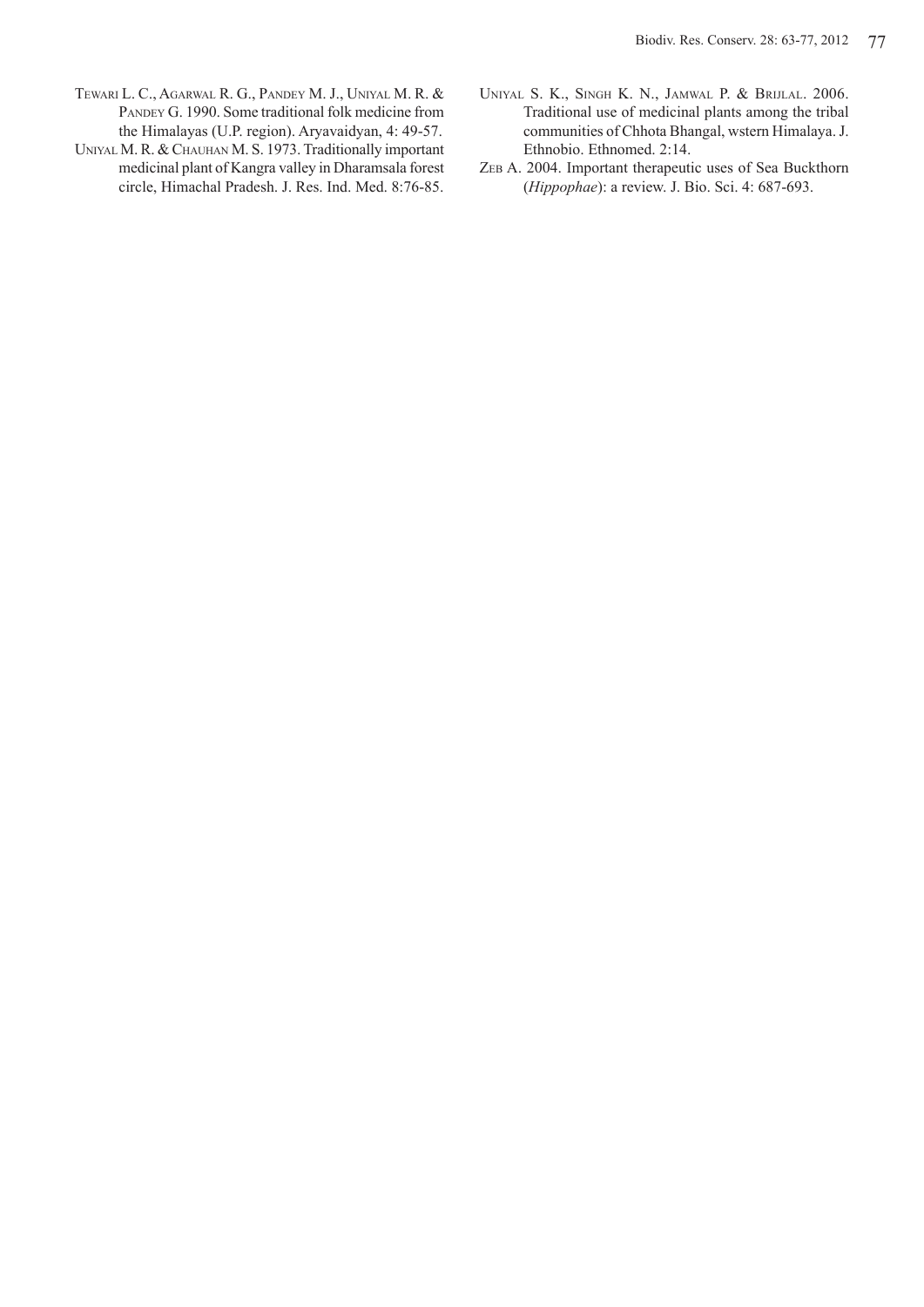Tewari L. C., Agarwal R. G., Pandey M. J., Uniyal M. R. & Pandey G. 1990. Some traditional folk medicine from the Himalayas (U.P. region). Aryavaidyan, 4: 49-57.

Uniyal M. R. & Chauhan M. S. 1973. Traditionally important medicinal plant of Kangra valley in Dharamsala forest circle, Himachal Pradesh. J. Res. Ind. Med. 8:76-85.

Uniyal S. K., Singh K. N., Jamwal P. & Brijlal. 2006. Traditional use of medicinal plants among the tribal communities of Chhota Bhangal, wstern Himalaya. J. Ethnobio. Ethnomed. 2:14.

Zeb A. 2004. Important therapeutic uses of Sea Buckthorn (*Hippophae*): a review. J. Bio. Sci. 4: 687-693.